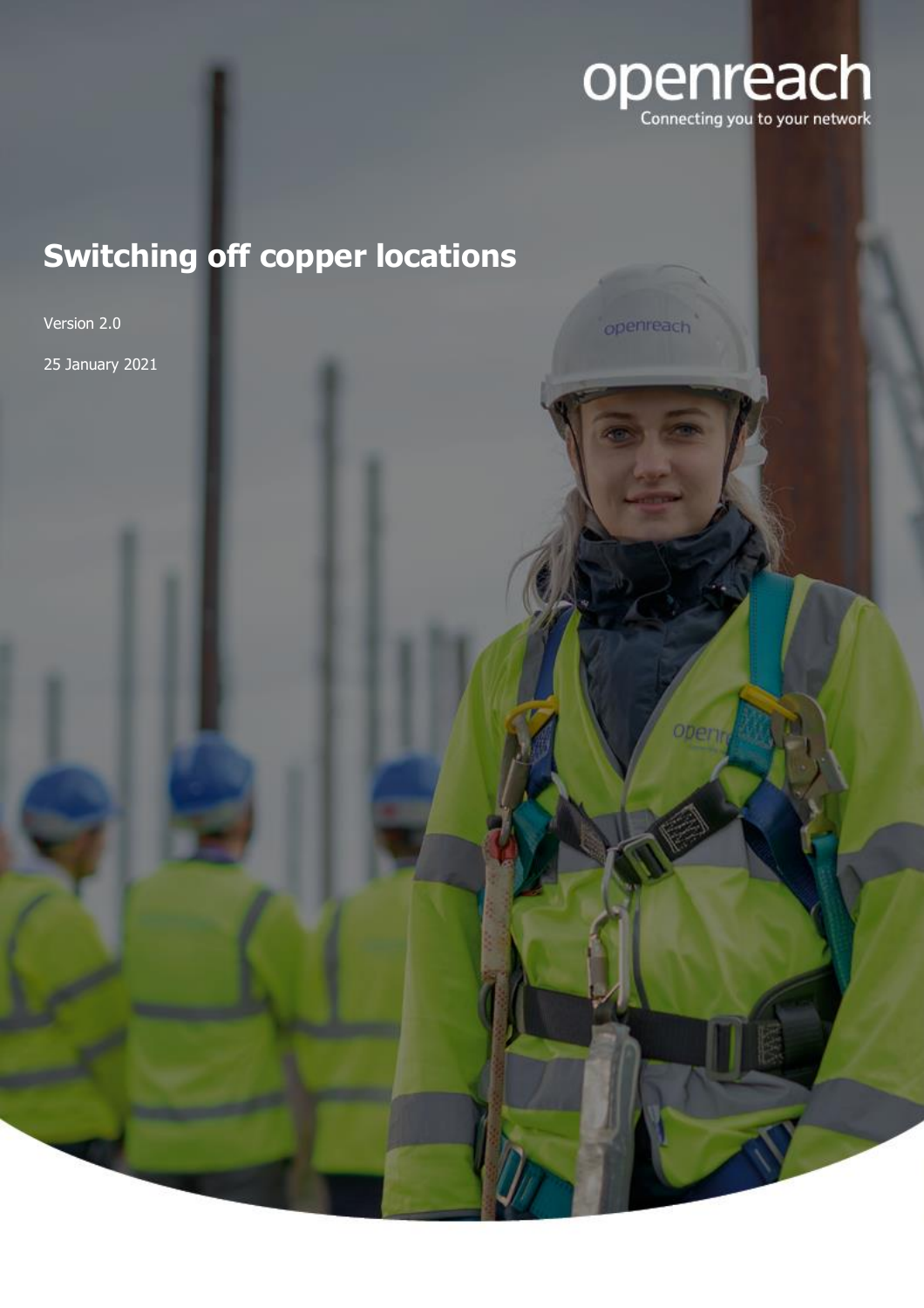openreach

Connecting you to your network

# Switching off copper locations

Version 2.0

25 January 2021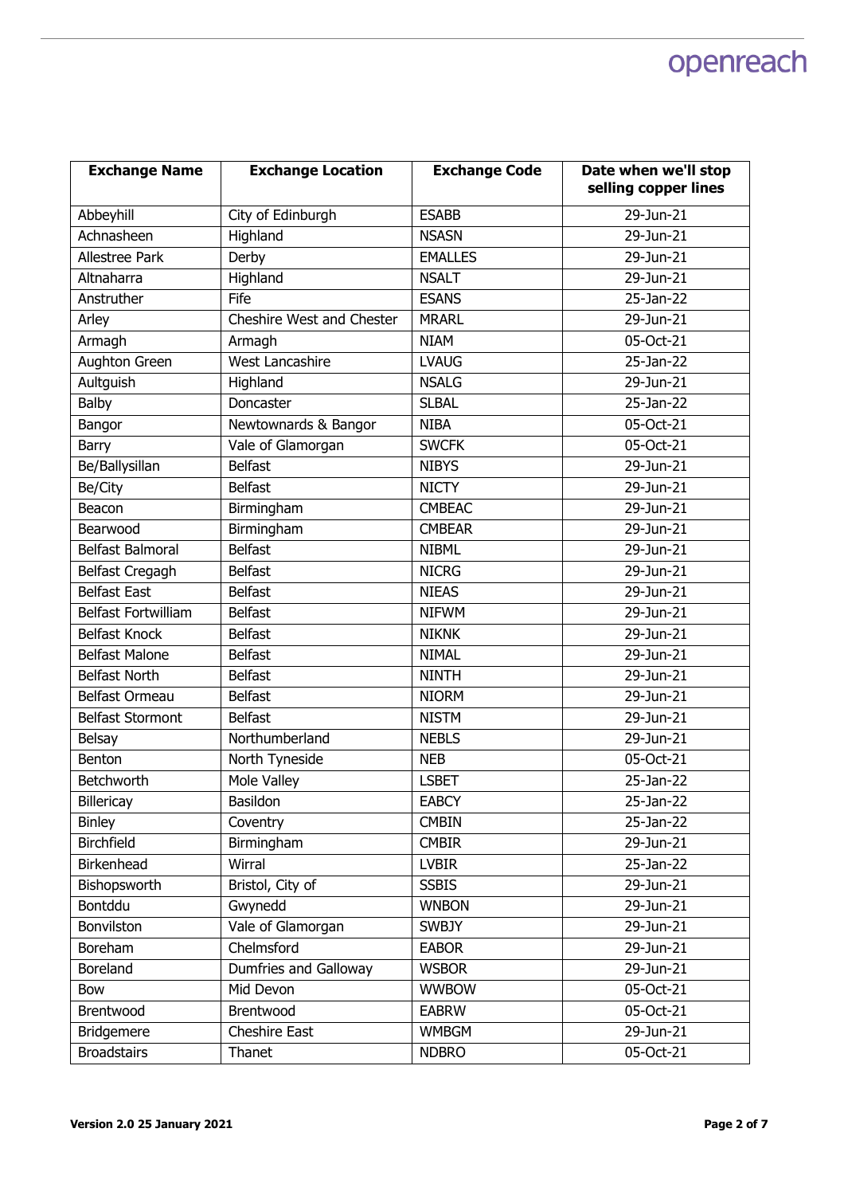| Exchange Name | Exchange Location | Exchange Code | Date when we'll stop selling copper lines |
|---|---|---|---|
| Abbeyhill | City of Edinburgh | ESABB | 29-Jun-21 |
| Achnasheen | Highland | NSASN | 29-Jun-21 |
| Allestree Park | Derby | EMALLES | 29-Jun-21 |
| Altnaharra | Highland | NSALT | 29-Jun-21 |
| Anstruther | Fife | ESANS | 25-Jan-22 |
| Arley | Cheshire West and Chester | MRARL | 29-Jun-21 |
| Armagh | Armagh | NIAM | 05-Oct-21 |
| Aughton Green | West Lancashire | LVAUG | 25-Jan-22 |
| Aultguish | Highland | NSALG | 29-Jun-21 |
| Balby | Doncaster | SLBAL | 25-Jan-22 |
| Bangor | Newtownards & Bangor | NIBA | 05-Oct-21 |
| Barry | Vale of Glamorgan | SWCFK | 05-Oct-21 |
| Be/Ballysillan | Belfast | NIBYS | 29-Jun-21 |
| Be/City | Belfast | NICTY | 29-Jun-21 |
| Beacon | Birmingham | CMBEAC | 29-Jun-21 |
| Bearwood | Birmingham | CMBEAR | 29-Jun-21 |
| Belfast Balmoral | Belfast | NIBML | 29-Jun-21 |
| Belfast Cregagh | Belfast | NICRG | 29-Jun-21 |
| Belfast East | Belfast | NIEAS | 29-Jun-21 |
| Belfast Fortwilliam | Belfast | NIFWM | 29-Jun-21 |
| Belfast Knock | Belfast | NIKNK | 29-Jun-21 |
| Belfast Malone | Belfast | NIMAL | 29-Jun-21 |
| Belfast North | Belfast | NINTH | 29-Jun-21 |
| Belfast Ormeau | Belfast | NIORM | 29-Jun-21 |
| Belfast Stormont | Belfast | NISTM | 29-Jun-21 |
| Belsay | Northumberland | NEBLS | 29-Jun-21 |
| Benton | North Tyneside | NEB | 05-Oct-21 |
| Betchworth | Mole Valley | LSBET | 25-Jan-22 |
| Billericay | Basildon | EABCY | 25-Jan-22 |
| Binley | Coventry | CMBIN | 25-Jan-22 |
| Birchfield | Birmingham | CMBIR | 29-Jun-21 |
| Birkenhead | Wirral | LVBIR | 25-Jan-22 |
| Bishopsworth | Bristol, City of | SSBIS | 29-Jun-21 |
| Bontddu | Gwynedd | WNBON | 29-Jun-21 |
| Bonvilston | Vale of Glamorgan | SWBJY | 29-Jun-21 |
| Boreham | Chelmsford | EABOR | 29-Jun-21 |
| Boreland | Dumfries and Galloway | WSBOR | 29-Jun-21 |
| Bow | Mid Devon | WWBOW | 05-Oct-21 |
| Brentwood | Brentwood | EABRW | 05-Oct-21 |
| Bridgemere | Cheshire East | WMBGM | 29-Jun-21 |
| Broadstairs | Thanet | NDBRO | 05-Oct-21 |

**Version 2.0 25 January 2021**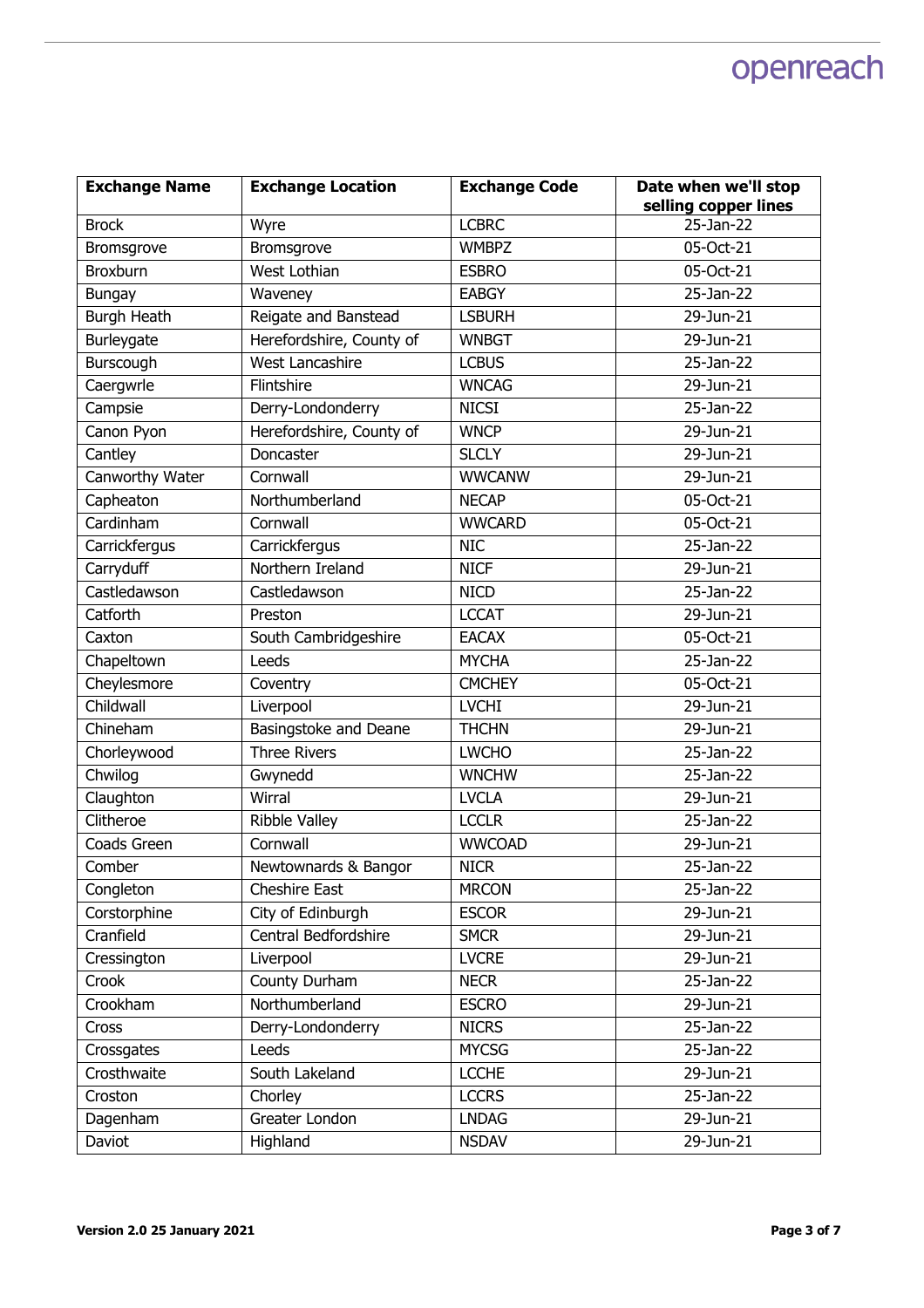| Exchange Name | Exchange Location | Exchange Code | Date when we'll stop selling copper lines |
|---|---|---|---|
| Brock | Wyre | LCBRC | 25-Jan-22 |
| Bromsgrove | Bromsgrove | WMBPZ | 05-Oct-21 |
| Broxburn | West Lothian | ESBRO | 05-Oct-21 |
| Bungay | Waveney | EABGY | 25-Jan-22 |
| Burgh Heath | Reigate and Banstead | LSBURH | 29-Jun-21 |
| Burleygate | Herefordshire, County of | WNBGT | 29-Jun-21 |
| Burscough | West Lancashire | LCBUS | 25-Jan-22 |
| Caergwrle | Flintshire | WNCAG | 29-Jun-21 |
| Campsie | Derry-Londonderry | NICSI | 25-Jan-22 |
| Canon Pyon | Herefordshire, County of | WNCP | 29-Jun-21 |
| Cantley | Doncaster | SLCLY | 29-Jun-21 |
| Canworthy Water | Cornwall | WWCANW | 29-Jun-21 |
| Capheaton | Northumberland | NECAP | 05-Oct-21 |
| Cardinham | Cornwall | WWCARD | 05-Oct-21 |
| Carrickfergus | Carrickfergus | NIC | 25-Jan-22 |
| Carryduff | Northern Ireland | NICF | 29-Jun-21 |
| Castledawson | Castledawson | NICD | 25-Jan-22 |
| Catforth | Preston | LCCAT | 29-Jun-21 |
| Caxton | South Cambridgeshire | EACAX | 05-Oct-21 |
| Chapeltown | Leeds | MYCHA | 25-Jan-22 |
| Cheylesmore | Coventry | CMCHEY | 05-Oct-21 |
| Childwall | Liverpool | LVCHI | 29-Jun-21 |
| Chineham | Basingstoke and Deane | THCHN | 29-Jun-21 |
| Chorleywood | Three Rivers | LWCHO | 25-Jan-22 |
| Chwilog | Gwynedd | WNCHW | 25-Jan-22 |
| Claughton | Wirral | LVCLA | 29-Jun-21 |
| Clitheroe | Ribble Valley | LCCLR | 25-Jan-22 |
| Coads Green | Cornwall | WWCOAD | 29-Jun-21 |
| Comber | Newtownards & Bangor | NICR | 25-Jan-22 |
| Congleton | Cheshire East | MRCON | 25-Jan-22 |
| Corstorphine | City of Edinburgh | ESCOR | 29-Jun-21 |
| Cranfield | Central Bedfordshire | SMCR | 29-Jun-21 |
| Cressington | Liverpool | LVCRE | 29-Jun-21 |
| Crook | County Durham | NECR | 25-Jan-22 |
| Crookham | Northumberland | ESCRO | 29-Jun-21 |
| Cross | Derry-Londonderry | NICRS | 25-Jan-22 |
| Crossgates | Leeds | MYCSG | 25-Jan-22 |
| Crosthwaite | South Lakeland | LCCHE | 29-Jun-21 |
| Croston | Chorley | LCCRS | 25-Jan-22 |
| Dagenham | Greater London | LNDAG | 29-Jun-21 |
| Daviot | Highland | NSDAV | 29-Jun-21 |

**Version 2.0 25 January 2021**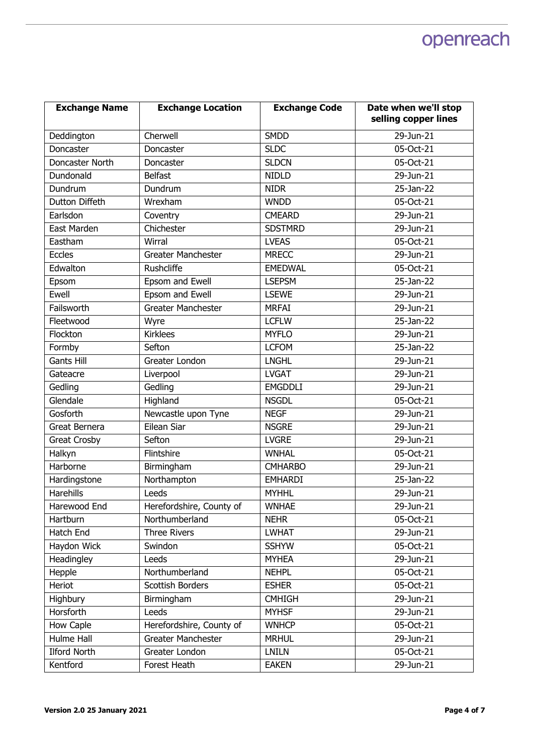| Exchange Name | Exchange Location | Exchange Code | Date when we'll stop selling copper lines |
|---|---|---|---|
| Deddington | Cherwell | SMDD | 29-Jun-21 |
| Doncaster | Doncaster | SLDC | 05-Oct-21 |
| Doncaster North | Doncaster | SLDCN | 05-Oct-21 |
| Dundonald | Belfast | NIDLD | 29-Jun-21 |
| Dundrum | Dundrum | NIDR | 25-Jan-22 |
| Dutton Diffeth | Wrexham | WNDD | 05-Oct-21 |
| Earlsdon | Coventry | CMEARD | 29-Jun-21 |
| East Marden | Chichester | SDSTMRD | 29-Jun-21 |
| Eastham | Wirral | LVEAS | 05-Oct-21 |
| Eccles | Greater Manchester | MRECC | 29-Jun-21 |
| Edwalton | Rushcliffe | EMEDWAL | 05-Oct-21 |
| Epsom | Epsom and Ewell | LSEPSM | 25-Jan-22 |
| Ewell | Epsom and Ewell | LSEWE | 29-Jun-21 |
| Failsworth | Greater Manchester | MRFAI | 29-Jun-21 |
| Fleetwood | Wyre | LCFLW | 25-Jan-22 |
| Flockton | Kirklees | MYFLO | 29-Jun-21 |
| Formby | Sefton | LCFOM | 25-Jan-22 |
| Gants Hill | Greater London | LNGHL | 29-Jun-21 |
| Gateacre | Liverpool | LVGAT | 29-Jun-21 |
| Gedling | Gedling | EMGDDLI | 29-Jun-21 |
| Glendale | Highland | NSGDL | 05-Oct-21 |
| Gosforth | Newcastle upon Tyne | NEGF | 29-Jun-21 |
| Great Bernera | Eilean Siar | NSGRE | 29-Jun-21 |
| Great Crosby | Sefton | LVGRE | 29-Jun-21 |
| Halkyn | Flintshire | WNHAL | 05-Oct-21 |
| Harborne | Birmingham | CMHARBO | 29-Jun-21 |
| Hardingstone | Northampton | EMHARDI | 25-Jan-22 |
| Harehills | Leeds | MYHHL | 29-Jun-21 |
| Harewood End | Herefordshire, County of | WNHAE | 29-Jun-21 |
| Hartburn | Northumberland | NEHR | 05-Oct-21 |
| Hatch End | Three Rivers | LWHAT | 29-Jun-21 |
| Haydon Wick | Swindon | SSHYW | 05-Oct-21 |
| Headingley | Leeds | MYHEA | 29-Jun-21 |
| Hepple | Northumberland | NEHPL | 05-Oct-21 |
| Heriot | Scottish Borders | ESHER | 05-Oct-21 |
| Highbury | Birmingham | CMHIGH | 29-Jun-21 |
| Horsforth | Leeds | MYHSF | 29-Jun-21 |
| How Caple | Herefordshire, County of | WNHCP | 05-Oct-21 |
| Hulme Hall | Greater Manchester | MRHUL | 29-Jun-21 |
| Ilford North | Greater London | LNILN | 05-Oct-21 |
| Kentford | Forest Heath | EAKEN | 29-Jun-21 |

**Version 2.0 25 January 2021**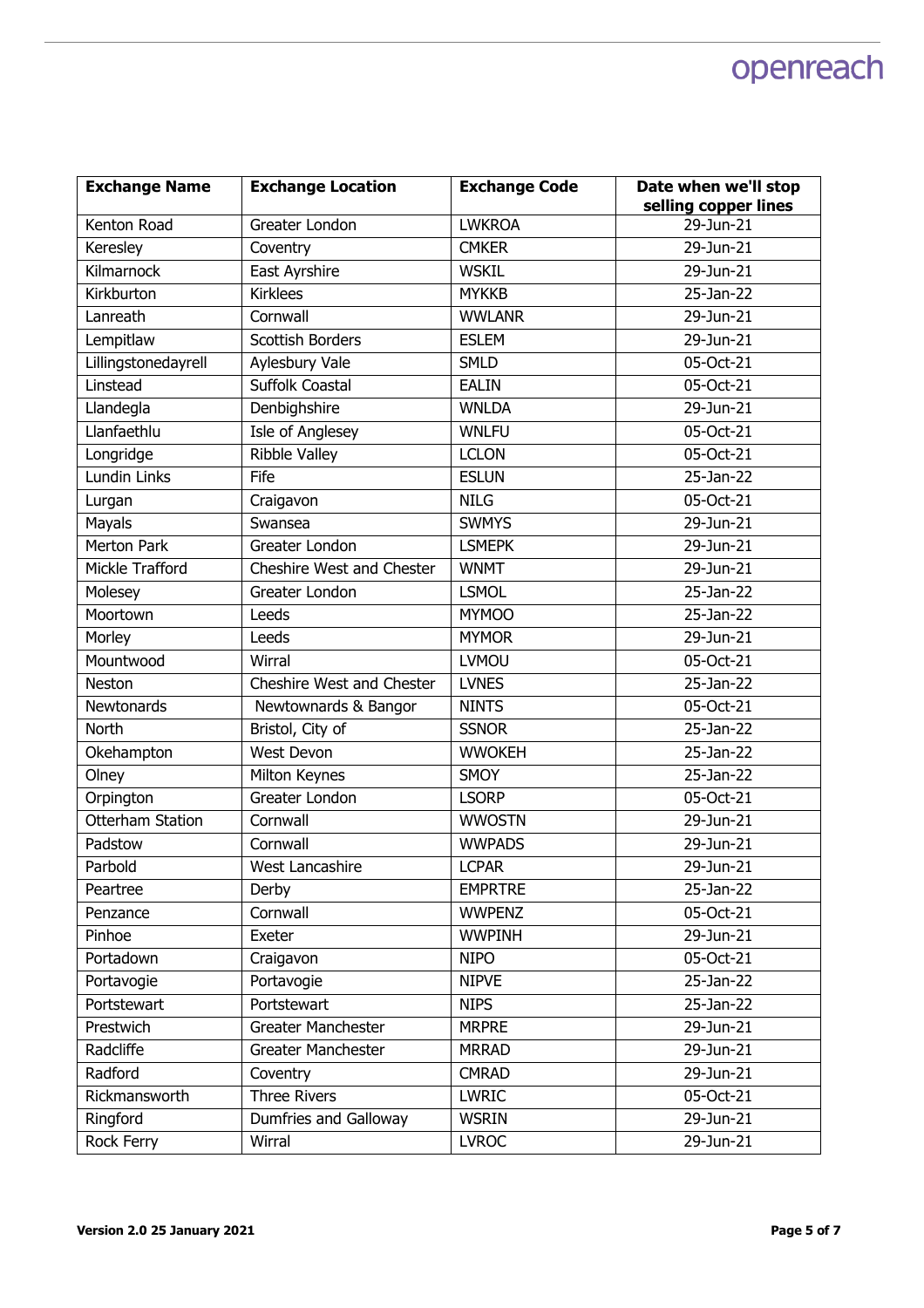| Exchange Name | Exchange Location | Exchange Code | Date when we'll stop selling copper lines |
|---|---|---|---|
| Kenton Road | Greater London | LWKROA | 29-Jun-21 |
| Keresley | Coventry | CMKER | 29-Jun-21 |
| Kilmarnock | East Ayrshire | WSKIL | 29-Jun-21 |
| Kirkburton | Kirklees | MYKKB | 25-Jan-22 |
| Lanreath | Cornwall | WWLANR | 29-Jun-21 |
| Lempitlaw | Scottish Borders | ESLEM | 29-Jun-21 |
| Lillingstonedayrell | Aylesbury Vale | SMLD | 05-Oct-21 |
| Linstead | Suffolk Coastal | EALIN | 05-Oct-21 |
| Llandegla | Denbighshire | WNLDA | 29-Jun-21 |
| Llanfaethlu | Isle of Anglesey | WNLFU | 05-Oct-21 |
| Longridge | Ribble Valley | LCLON | 05-Oct-21 |
| Lundin Links | Fife | ESLUN | 25-Jan-22 |
| Lurgan | Craigavon | NILG | 05-Oct-21 |
| Mayals | Swansea | SWMYS | 29-Jun-21 |
| Merton Park | Greater London | LSMEPK | 29-Jun-21 |
| Mickle Trafford | Cheshire West and Chester | WNMT | 29-Jun-21 |
| Molesey | Greater London | LSMOL | 25-Jan-22 |
| Moortown | Leeds | MYMOO | 25-Jan-22 |
| Morley | Leeds | MYMOR | 29-Jun-21 |
| Mountwood | Wirral | LVMOU | 05-Oct-21 |
| Neston | Cheshire West and Chester | LVNES | 25-Jan-22 |
| Newtonards | Newtownards & Bangor | NINTS | 05-Oct-21 |
| North | Bristol, City of | SSNOR | 25-Jan-22 |
| Okehampton | West Devon | WWOKEH | 25-Jan-22 |
| Olney | Milton Keynes | SMOY | 25-Jan-22 |
| Orpington | Greater London | LSORP | 05-Oct-21 |
| Otterham Station | Cornwall | WWOSTN | 29-Jun-21 |
| Padstow | Cornwall | WWPADS | 29-Jun-21 |
| Parbold | West Lancashire | LCPAR | 29-Jun-21 |
| Peartree | Derby | EMPRTRE | 25-Jan-22 |
| Penzance | Cornwall | WWPENZ | 05-Oct-21 |
| Pinhoe | Exeter | WWPINH | 29-Jun-21 |
| Portadown | Craigavon | NIPO | 05-Oct-21 |
| Portavogie | Portavogie | NIPVE | 25-Jan-22 |
| Portstewart | Portstewart | NIPS | 25-Jan-22 |
| Prestwich | Greater Manchester | MRPRE | 29-Jun-21 |
| Radcliffe | Greater Manchester | MRRAD | 29-Jun-21 |
| Radford | Coventry | CMRAD | 29-Jun-21 |
| Rickmansworth | Three Rivers | LWRIC | 05-Oct-21 |
| Ringford | Dumfries and Galloway | WSRIN | 29-Jun-21 |
| Rock Ferry | Wirral | LVROC | 29-Jun-21 |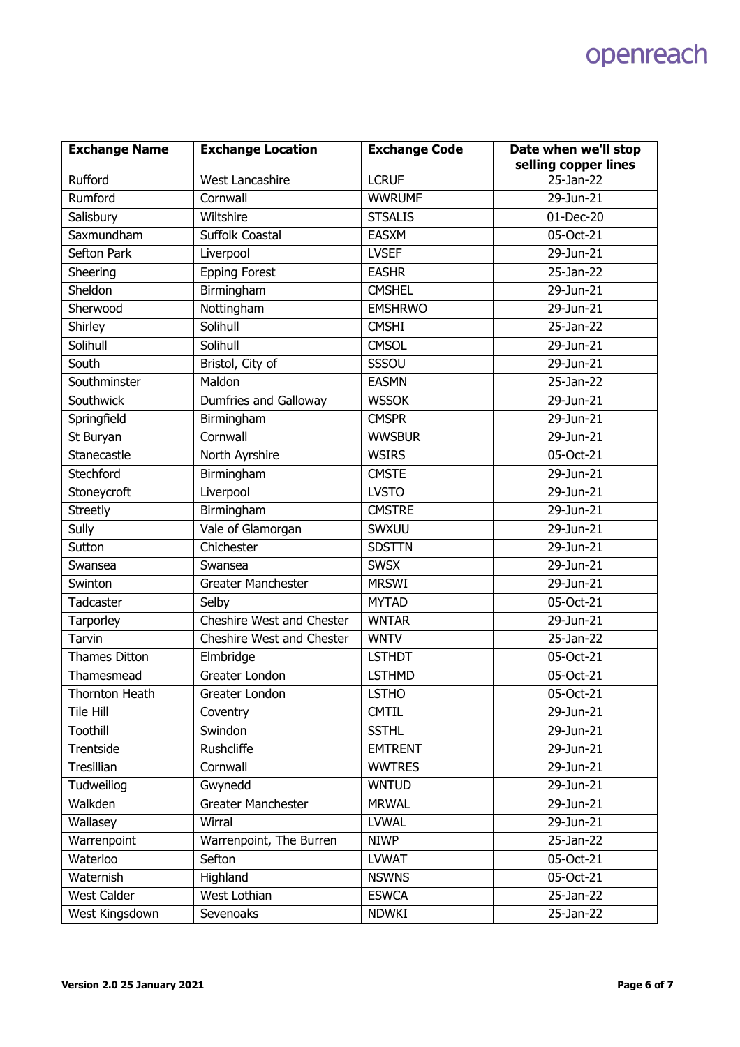| Exchange Name | Exchange Location | Exchange Code | Date when we'll stop selling copper lines |
|---|---|---|---|
| Rufford | West Lancashire | LCRUF | 25-Jan-22 |
| Rumford | Cornwall | WWRUMF | 29-Jun-21 |
| Salisbury | Wiltshire | STSALIS | 01-Dec-20 |
| Saxmundham | Suffolk Coastal | EASXM | 05-Oct-21 |
| Sefton Park | Liverpool | LVSEF | 29-Jun-21 |
| Sheering | Epping Forest | EASHR | 25-Jan-22 |
| Sheldon | Birmingham | CMSHEL | 29-Jun-21 |
| Sherwood | Nottingham | EMSHRWO | 29-Jun-21 |
| Shirley | Solihull | CMSHI | 25-Jan-22 |
| Solihull | Solihull | CMSOL | 29-Jun-21 |
| South | Bristol, City of | SSSOU | 29-Jun-21 |
| Southminster | Maldon | EASMN | 25-Jan-22 |
| Southwick | Dumfries and Galloway | WSSOK | 29-Jun-21 |
| Springfield | Birmingham | CMSPR | 29-Jun-21 |
| St Buryan | Cornwall | WWSBUR | 29-Jun-21 |
| Stanecastle | North Ayrshire | WSIRS | 05-Oct-21 |
| Stechford | Birmingham | CMSTE | 29-Jun-21 |
| Stoneycroft | Liverpool | LVSTO | 29-Jun-21 |
| Streetly | Birmingham | CMSTRE | 29-Jun-21 |
| Sully | Vale of Glamorgan | SWXUU | 29-Jun-21 |
| Sutton | Chichester | SDSTTN | 29-Jun-21 |
| Swansea | Swansea | SWSX | 29-Jun-21 |
| Swinton | Greater Manchester | MRSWI | 29-Jun-21 |
| Tadcaster | Selby | MYTAD | 05-Oct-21 |
| Tarporley | Cheshire West and Chester | WNTAR | 29-Jun-21 |
| Tarvin | Cheshire West and Chester | WNTV | 25-Jan-22 |
| Thames Ditton | Elmbridge | LSTHDT | 05-Oct-21 |
| Thamesmead | Greater London | LSTHMD | 05-Oct-21 |
| Thornton Heath | Greater London | LSTHO | 05-Oct-21 |
| Tile Hill | Coventry | CMTIL | 29-Jun-21 |
| Toothill | Swindon | SSTHL | 29-Jun-21 |
| Trentside | Rushcliffe | EMTRENT | 29-Jun-21 |
| Tresillian | Cornwall | WWTRES | 29-Jun-21 |
| Tudweiliog | Gwynedd | WNTUD | 29-Jun-21 |
| Walkden | Greater Manchester | MRWAL | 29-Jun-21 |
| Wallasey | Wirral | LVWAL | 29-Jun-21 |
| Warrenpoint | Warrenpoint, The Burren | NIWP | 25-Jan-22 |
| Waterloo | Sefton | LVWAT | 05-Oct-21 |
| Waternish | Highland | NSWNS | 05-Oct-21 |
| West Calder | West Lothian | ESWCA | 25-Jan-22 |
| West Kingsdown | Sevenoaks | NDWKI | 25-Jan-22 |

**Version 2.0 25 January 2021**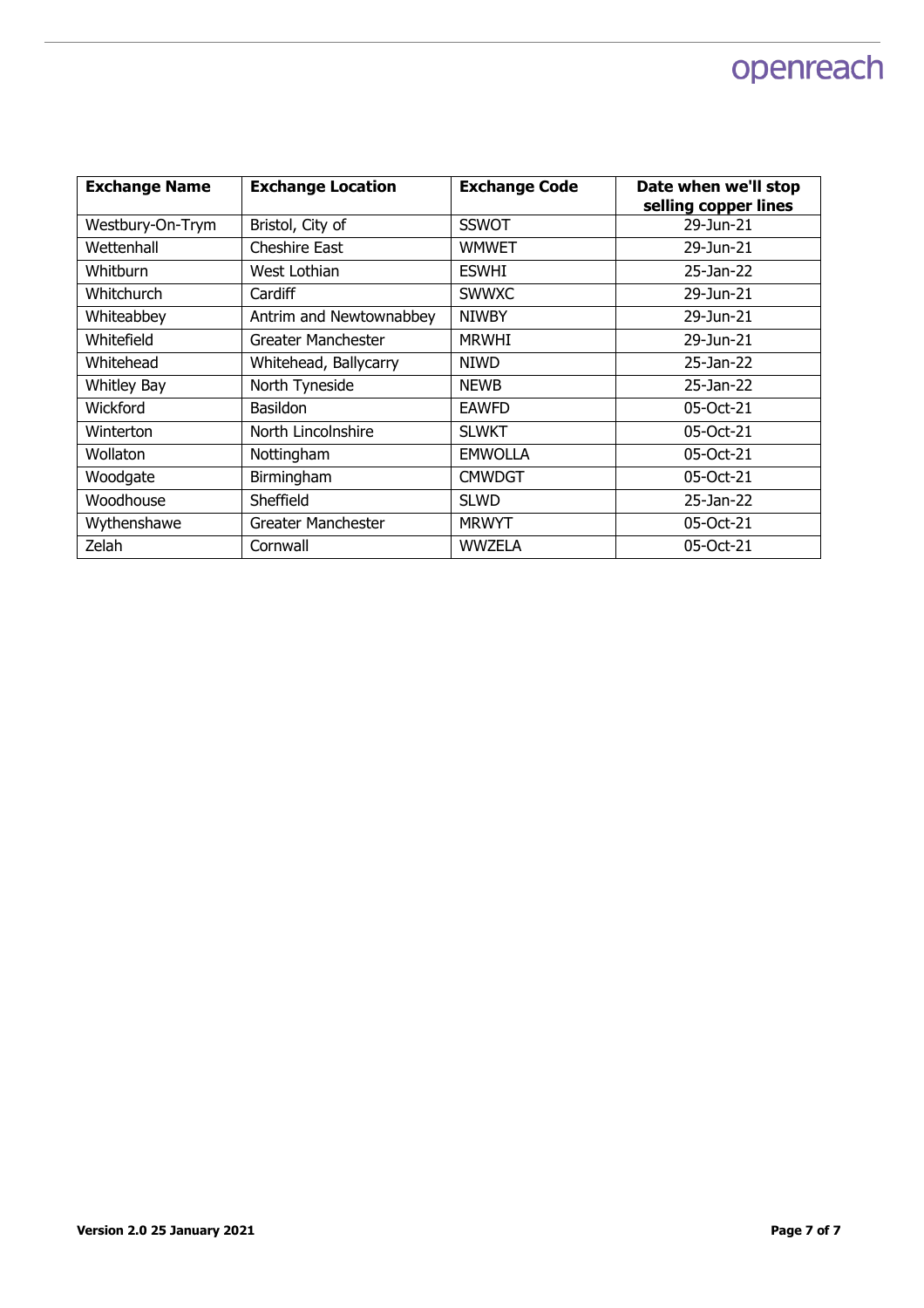| Exchange Name | Exchange Location | Exchange Code | Date when we'll stop selling copper lines |
|---|---|---|---|
| Westbury-On-Trym | Bristol, City of | SSWOT | 29-Jun-21 |
| Wettenhall | Cheshire East | WMWET | 29-Jun-21 |
| Whitburn | West Lothian | ESWHI | 25-Jan-22 |
| Whitchurch | Cardiff | SWWXC | 29-Jun-21 |
| Whiteabbey | Antrim and Newtownabbey | NIWBY | 29-Jun-21 |
| Whitefield | Greater Manchester | MRWHI | 29-Jun-21 |
| Whitehead | Whitehead, Ballycarry | NIWD | 25-Jan-22 |
| Whitley Bay | North Tyneside | NEWB | 25-Jan-22 |
| Wickford | Basildon | EAWFD | 05-Oct-21 |
| Winterton | North Lincolnshire | SLWKT | 05-Oct-21 |
| Wollaton | Nottingham | EMWOLLA | 05-Oct-21 |
| Woodgate | Birmingham | CMWDGT | 05-Oct-21 |
| Woodhouse | Sheffield | SLWD | 25-Jan-22 |
| Wythenshawe | Greater Manchester | MRWYT | 05-Oct-21 |
| Zelah | Cornwall | WWZELA | 05-Oct-21 |

**Version 2.0 25 January 2021**